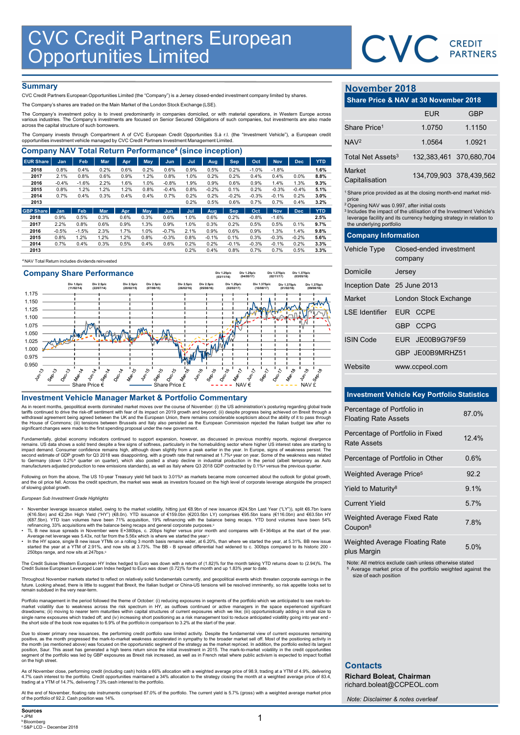# CVC Credit Partners European Opportunities Limited

## Summary

CVC Credit Partners European Opportunities Limited (the "Company") is a Jersey closed-ended investment company limited by shares.

The Company's shares are traded on the Main Market of the London Stock Exchange (LSE).

The Company's investment policy is to invest predominantly in companies domiciled, or with material operations, in Western Europe across various industries. The Company's investments are focused on Senior Secured Obligations of such companies, but investments are also made across the capital structure of such borrowers.

The Company invests through Compartment A of CVC European Credit Opportunities S.à r.l. (the "Investment Vehicle"), a European credit opportunities investment vehicle managed by CVC Credit Partners Investment Management Limited.

## Company NAV Total Return Performance[4] (since inception)

| EUR Share | Jan | Feb | Mar | Apr | May | Jun | Jul | Aug | Sep | Oct | Nov | Dec | YTD |
|---|---|---|---|---|---|---|---|---|---|---|---|---|---|
| 2018 | 0.8% | 0.4% | 0.2% | 0.6% | 0.2% | 0.6% | 0.9% | 0.5% | 0.2% | -1.0% | -1.8% | | 1.6% |
| 2017 | 2.1% | 0.8% | 0.6% | 0.9% | 1.2% | 0.8% | 1.0% | 0.2% | 0.2% | 0.4% | 0.4% | 0.0% | 8.8% |
| 2016 | -0.4% | -1.6% | 2.2% | 1.6% | 1.0% | -0.8% | 1.9% | 0.9% | 0.6% | 0.9% | 1.4% | 1.3% | 9.3% |
| 2015 | 0.8% | 1.2% | 1.2% | 1.2% | 0.8% | -0.4% | 0.8% | -0.2% | 0.1% | 0.2% | -0.3% | -0.4% | 5.1% |
| 2014 | 0.7% | 0.4% | 0.3% | 0.4% | 0.4% | 0.7% | 0.2% | 0.2% | -0.2% | -0.3% | -0.1% | 0.2% | 3.0% |
| 2013 | | | | | | | 0.2% | 0.5% | 0.6% | 0.7% | 0.7% | 0.4% | 3.2% |

| GBP Share | Jan | Feb | Mar | Apr | May | Jun | Jul | Aug | Sep | Oct | Nov | Dec | YTD |
|---|---|---|---|---|---|---|---|---|---|---|---|---|---|
| 2018 | 0.9% | 0.5% | 0.3% | 0.6% | 0.3% | 0.6% | 1.0% | 0.6% | 0.2% | -0.8% | -1.6% | | 2.5% |
| 2017 | 2.2% | 0.8% | 0.6% | 0.9% | 1.3% | 0.9% | 1.0% | 0.3% | 0.2% | 0.5% | 0.5% | 0.1% | 9.7% |
| 2016 | -0.5% | -1.5% | 2.3% | 1.7% | 1.0% | -0.7% | 2.1% | 0.9% | 0.6% | 0.9% | 1.3% | 1.4% | 9.8% |
| 2015 | 0.8% | 1.2% | 1.2% | 1.2% | 0.8% | -0.3% | 0.8% | -0.1% | 0.1% | 0.3% | -0.3% | -0.2% | 5.6% |
| 2014 | 0.7% | 0.4% | 0.3% | 0.5% | 0.4% | 0.6% | 0.2% | 0.2% | -0.1% | -0.3% | -0.1% | 0.2% | 3.3% |
| 2013 | | | | | | | 0.2% | 0.4% | 0.8% | 0.7% | 0.7% | 0.5% | 3.3% |

[4] NAV Total Return includes dividends reinvested

## Company Share Performance

Div 1.0p/c (11/02/14); Div 2.5p/c (22/07/14); Div 2.5p/c (20/02/15); Div 2.5p/c (07/08/15); Div 2.5p/c (26/02/16); Div 2.5p/c (05/08/16); Div 1.25p/c (03/11/16); Div 1.25p/c (02/02/17); Div 1.25p/c (04/05/17); Div 1.375p/c (10/08/17); Div 1.375p/c (02/11/17); Div 1.375p/c (01/02/18); Div 1.375p/c (03/05/18); Div 1.375p/c (09/08/18)

Share Price € — Share Price £ — NAV € — NAV £

## Investment Vehicle Manager Market & Portfolio Commentary

As in recent months, geopolitical events dominated market moves over the course of November: (i) the US administration's posturing regarding global trade tariffs continued to drive the risk-off sentiment with fear of its impact on 2019 growth and beyond; (ii) despite progress being achieved on Brexit through a withdrawal agreement being agreed between the UK and the European Union, there remains considerable scepticism about the ability of it to pass through the House of Commons; (iii) tensions between Brussels and Italy also persisted as the European Commission rejected the Italian budget law after no significant changes were made to the first spending proposal under the new government.

Fundamentally, global economy indicators continued to support expansion, however, as discussed in previous monthly reports, regional divergence remains. US data shows a solid trend despite a few signs of softness, particularly in the homebuilding sector where higher US interest rates are starting to impact demand. Consumer confidence remains high, although down slightly from a peak earlier in the year. In Europe, signs of weakness persist. The second estimate of GDP growth for Q3 2018 was disappointing, with a growth rate that remained at 1.7%[a] year on year. Some of the weakness was related to Germany (down 0.2%[a] quarter on quarter), which also posted a sharp decline in industrial production in the period (albeit temporary as Auto manufacturers adjusted production to new emissions standards), as well as Italy where Q3 2018 GDP contracted by 0.1%[a] versus the previous quarter.

Following on from the above, The US 10-year Treasury yield fell back to 3.01%[b] as markets became more concerned about the outlook for global growth, and the oil price fell. Across the credit spectrum, the market was weak as investors focused on the high level of corporate leverage alongside the prospect of slowing global growth.

*European Sub Investment Grade Highlights*

- November leverage issuance stalled, owing to the market volatility, hitting just €8.9bn of new issuance (€24.5bn Last Year ("LY")), split €6.7bn loans (€16.5bn) and €2.2bn High Yield ("HY") (€8.0bn). YTD issuance of €159.0bn (€203.5bn LY) comprises €95.5bn loans (€116.0bn) and €63.5bn HY (€87.5bn). YTD loan volumes have been 71% acquisition, 19% refinancing with the balance being recaps. YTD bond volumes have been 54% refinancing, 33% acquisitions with the balance being recaps and general corporate purposes.[c]
- TL B new issue spreads in November were E+380bps, c. 20bps higher versus prior month and compares with E+364bps at the start of the year. Average net leverage was 5.43x, not far from the 5.56x which is where we started the year.[c]
- In the HY space, single B new issue YTMs on a rolling 3 month basis remains well above, at 6.20%, than where we started the year, at 5.31%. BB new issue started the year at a YTM of 2.91%, and now sits at 3.73%. The BB - B spread differential had widened to c. 300bps compared to its historic 200 - 250bps range, and now sits at 247bps.[c]

The Credit Suisse Western European HY Index hedged to Euro was down with a return of (1.82)% for the month taking YTD returns down to (2.94)%. The Credit Suisse European Leveraged Loan Index hedged to Euro was down (0.72)% for the month and up 1.83% year to date.

Throughout November markets started to reflect on relatively solid fundamentals currently, and geopolitical events which threaten corporate earnings in the future. Looking ahead, there is little to suggest that Brexit, the Italian budget or China-US tensions will be resolved imminently, so risk appetite looks set to remain subdued in the very near-term.

Portfolio management in the period followed the theme of October: (i) reducing exposures in segments of the portfolio which we anticipated to see mark-to-market volatility due to weakness across the risk spectrum in HY, as outflows continued or active managers in the space experienced significant drawdowns; (ii) moving to nearer term maturities within capital structures of current exposures which we like; (iii) opportunistically adding in small size to single name exposures which traded off; and (iv) increasing short positioning as a risk management tool to reduce anticipated volatility going into year end - the short side of the book now equates to 6.9% of the portfolio in comparison to 3.2% at the start of the year.

Due to slower primary new issuances, the performing credit portfolio saw limited activity. Despite the fundamental view of current exposures remaining positive, as the month progressed the mark-to-market weakness accelerated in sympathy to the broader market sell off. Most of the positioning activity in the month (as mentioned above) was focused on the opportunistic segment of the strategy as the market repriced. In addition, the portfolio exited its largest position, Saur. This asset has generated a high teens return since the initial investment in 2015. The mark-to-market volatility in the credit opportunities segment of the portfolio was led by GBP exposures as Brexit risk increased, as well as in French retail where public activism is expected to impact footfall on the high street.

As of November close, performing credit (including cash) holds a 66% allocation with a weighted average price of 98.9, trading at a YTM of 4.9%, delivering 4.7% cash interest to the portfolio. Credit opportunities maintained a 34% allocation to the strategy closing the month at a weighted average price of 83.4, trading at a YTM of 14.7%, delivering 7.3% cash interest to the portfolio.

At the end of November, floating rate instruments comprised 87.0% of the portfolio. The current yield is 5.7% (gross) with a weighted average market price of the portfolio of 92.2. Cash position was 14%.

**Sources**
[a] JPM
[b] Bloomberg
[c] S&P LCD – December 2018

## November 2018

### Share Price & NAV at 30 November 2018

| | EUR | GBP |
|---|---|---|
| Share Price[1] | 1.0750 | 1.1150 |
| NAV[2] | 1.0564 | 1.0921 |
| Total Net Assets[3] | 132,383,461 | 370,680,704 |
| Market Capitalisation | 134,709,903 | 378,439,562 |

[1] Share price provided as at the closing month-end market mid-price
[2] Opening NAV was 0.997, after initial costs
[3] Includes the impact of the utilisation of the Investment Vehicle's leverage facility and its currency hedging strategy in relation to the underlying portfolio

### Company Information

| | |
|---|---|
| Vehicle Type | Closed-ended investment company |
| Domicile | Jersey |
| Inception Date | 25 June 2013 |
| Market | London Stock Exchange |
| LSE Identifier | EUR CCPE |
| | GBP CCPG |
| ISIN Code | EUR JE00B9G79F59 |
| | GBP JE00B9MRHZ51 |
| Website | www.ccpeol.com |

### Investment Vehicle Key Portfolio Statistics

| | |
|---|---|
| Percentage of Portfolio in Floating Rate Assets | 87.0% |
| Percentage of Portfolio in Fixed Rate Assets | 12.4% |
| Percentage of Portfolio in Other | 0.6% |
| Weighted Average Price[5] | 92.2 |
| Yield to Maturity[8] | 9.1% |
| Current Yield | 5.7% |
| Weighted Average Fixed Rate Coupon[8] | 7.8% |
| Weighted Average Floating Rate plus Margin | 5.0% |

Note: All metrics exclude cash unless otherwise stated
[5] Average market price of the portfolio weighted against the size of each position

### Contacts

**Richard Boleat, Chairman**
richard.boleat@CCPEOL.com

*Note: Disclaimer & notes overleaf*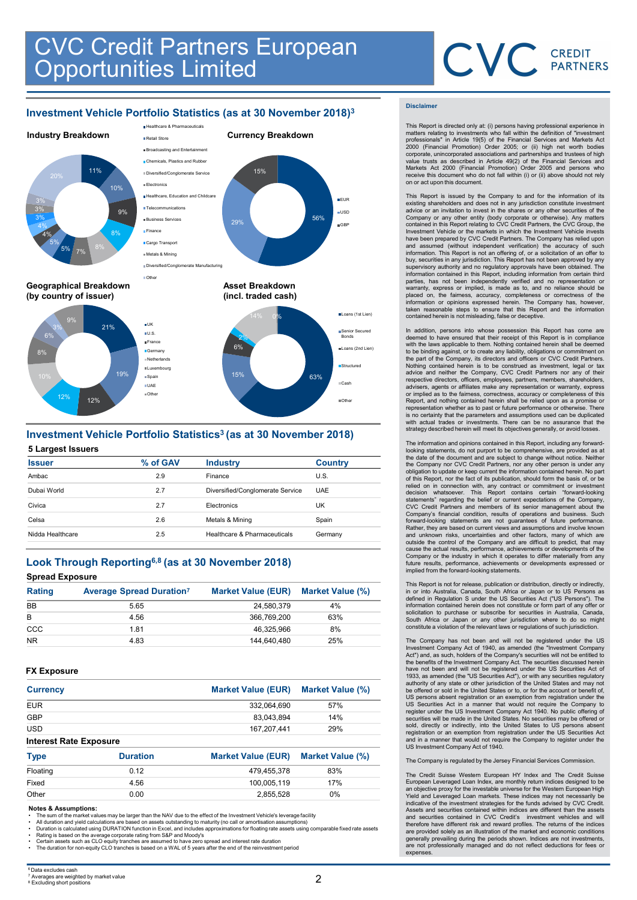# CVC Credit Partners European Opportunities Limited

CVC CREDIT PARTNERS

## Investment Vehicle Portfolio Statistics (as at 30 November 2018)[3]

### Industry Breakdown

11%
10%
9%
8%
8%
7%
5%
5%
4%
4%
3%
3%
3%
20%

Healthcare & Pharmaceuticals
Retail Store
Broadcasting and Entertainment
Chemicals, Plastics and Rubber
Diversified/Conglomerate Service
Electronics
Healthcare, Education and Childcare
Telecommunications
Business Services
Finance
Cargo Transport
Metals & Mining
Diversified/Conglomerate Manufacturing
Other

### Currency Breakdown

15%
29%
56%

EUR
USD
GBP

### Geographical Breakdown (by country of issuer)

21%
19%
12%
12%
10%
8%
6%
3%
9%

UK
U.S.
France
Germany
Netherlands
Luxembourg
Spain
UAE
Other

### Asset Breakdown (incl. traded cash)

63%
15%
6%
2%
14%
0%

Loans (1st Lien)
Senior Secured Bonds
Loans (2nd Lien)
Structured
Cash
Other

## Investment Vehicle Portfolio Statistics[3] (as at 30 November 2018)

### 5 Largest Issuers

| Issuer | % of GAV | Industry | Country |
|---|---|---|---|
| Ambac | 2.9 | Finance | U.S. |
| Dubai World | 2.7 | Diversified/Conglomerate Service | UAE |
| Civica | 2.7 | Electronics | UK |
| Celsa | 2.6 | Metals & Mining | Spain |
| Nidda Healthcare | 2.5 | Healthcare & Pharmaceuticals | Germany |

## Look Through Reporting[6,8] (as at 30 November 2018)

### Spread Exposure

| Rating | Average Spread Duration[7] | Market Value (EUR) | Market Value (%) |
|---|---|---|---|
| BB | 5.65 | 24,580,379 | 4% |
| B | 4.56 | 366,769,200 | 63% |
| CCC | 1.81 | 46,325,966 | 8% |
| NR | 4.83 | 144,640,480 | 25% |

### FX Exposure

| Currency | Market Value (EUR) | Market Value (%) |
|---|---|---|
| EUR | 332,064,690 | 57% |
| GBP | 83,043,894 | 14% |
| USD | 167,207,441 | 29% |

### Interest Rate Exposure

| Type | Duration | Market Value (EUR) | Market Value (%) |
|---|---|---|---|
| Floating | 0.12 | 479,455,378 | 83% |
| Fixed | 4.56 | 100,005,119 | 17% |
| Other | 0.00 | 2,855,528 | 0% |

**Notes & Assumptions:**

- The sum of the market values may be larger than the NAV due to the effect of the Investment Vehicle's leverage facility
- All duration and yield calculations are based on assets outstanding to maturity (no call or amortisation assumptions)
- Duration is calculated using DURATION function in Excel, and includes approximations for floating rate assets using comparable fixed rate assets
- Rating is based on the average corporate rating from S&P and Moody's
- Certain assets such as CLO equity tranches are assumed to have zero spread and interest rate duration
- The duration for non-equity CLO tranches is based on a WAL of 5 years after the end of the reinvestment period

[6] Data excludes cash
[7] Averages are weighted by market value
[8] Excluding short positions

### Disclaimer

This Report is directed only at: (i) persons having professional experience in matters relating to investments who fall within the definition of "investment professionals" in Article 19(5) of the Financial Services and Markets Act 2000 (Financial Promotion) Order 2005; or (ii) high net worth bodies corporate, unincorporated associations and partnerships and trustees of high value trusts as described in Article 49(2) of the Financial Services and Markets Act 2000 (Financial Promotion) Order 2005 and persons who receive this document who do not fall within (i) or (ii) above should not rely on or act upon this document.

This Report is issued by the Company to and for the information of its existing shareholders and does not in any jurisdiction constitute investment advice or an invitation to invest in the shares or any other securities of the Company or any other entity (body corporate or otherwise). Any matters contained in this Report relating to CVC Credit Partners, the CVC Group, the Investment Vehicle or the markets in which the Investment Vehicle invests have been prepared by CVC Credit Partners. The Company has relied upon and assumed (without independent verification) the accuracy of such information. This Report is not an offering of, or a solicitation of an offer to buy, securities in any jurisdiction. This Report has not been approved by any supervisory authority and no regulatory approvals have been obtained. The information contained in this Report, including information from certain third parties, has not been independently verified and no representation or warranty, express or implied, is made as to, and no reliance should be placed on, the fairness, accuracy, completeness or correctness of the information or opinions expressed herein. The Company has, however, taken reasonable steps to ensure that this Report and the information contained herein is not misleading, false or deceptive.

In addition, persons into whose possession this Report has come are deemed to have ensured that their receipt of this Report is in compliance with the laws applicable to them. Nothing contained herein shall be deemed to be binding against, or to create any liability, obligations or commitment on the part of the Company, its directors and officers or CVC Credit Partners. Nothing contained herein is to be construed as investment, legal or tax advice and neither the Company, CVC Credit Partners nor any of their respective directors, officers, employees, partners, members, shareholders, advisers, agents or affiliates make any representation or warranty, express or implied as to the fairness, correctness, accuracy or completeness of this Report, and nothing contained herein shall be relied upon as a promise or representation whether as to past or future performance or otherwise. There is no certainty that the parameters and assumptions used can be duplicated with actual trades or investments. There can be no assurance that the strategy described herein will meet its objectives generally, or avoid losses.

The information and opinions contained in this Report, including any forward-looking statements, do not purport to be comprehensive, are provided as at the date of the document and are subject to change without notice. Neither the Company nor CVC Credit Partners, nor any other person is under any obligation to update or keep current the information contained herein. No part of this Report, nor the fact of its publication, should form the basis of, or be relied on in connection with, any contract or commitment or investment decision whatsoever. This Report contains certain "forward-looking statements" regarding the belief or current expectations of the Company, CVC Credit Partners and members of its senior management about the Company's financial condition, results of operations and business. Such forward-looking statements are not guarantees of future performance. Rather, they are based on current views and assumptions and involve known and unknown risks, uncertainties and other factors, many of which are outside the control of the Company and are difficult to predict, that may cause the actual results, performance, achievements or developments of the Company or the industry in which it operates to differ materially from any future results, performance, achievements or developments expressed or implied from the forward-looking statements.

This Report is not for release, publication or distribution, directly or indirectly, in or into Australia, Canada, South Africa or Japan or to US Persons as defined in Regulation S under the US Securities Act ("US Persons"). The information contained herein does not constitute or form part of any offer or solicitation to purchase or subscribe for securities in Australia, Canada, South Africa or Japan or any other jurisdiction where to do so might constitute a violation of the relevant laws or regulations of such jurisdiction.

The Company has not been and will not be registered under the US Investment Company Act of 1940, as amended (the "Investment Company Act") and, as such, holders of the Company's securities will not be entitled to the benefits of the Investment Company Act. The securities discussed herein have not been and will not be registered under the US Securities Act of 1933, as amended (the "US Securities Act"), or with any securities regulatory authority of any state or other jurisdiction of the United States and may not be offered or sold in the United States or to, or for the account or benefit of, US persons absent registration or an exemption from registration under the US Securities Act in a manner that would not require the Company to register under the US Investment Company Act 1940. No public offering of securities will be made in the United States. No securities may be offered or sold, directly or indirectly, into the United States to US persons absent registration or an exemption from registration under the US Securities Act and in a manner that would not require the Company to register under the US Investment Company Act of 1940.

The Company is regulated by the Jersey Financial Services Commission.

The Credit Suisse Western European HY Index and The Credit Suisse European Leveraged Loan Index, are monthly return indices designed to be an objective proxy for the investable universe for the Western European High Yield and Leveraged Loan markets. These indices may not necessarily be indicative of the investment strategies for the funds advised by CVC Credit. Assets and securities contained within indices are different than the assets and securities contained in CVC Credit's investment vehicles and will therefore have different risk and reward profiles. The returns of the indices are provided solely as an illustration of the market and economic conditions generally prevailing during the periods shown. Indices are not investments, are not professionally managed and do not reflect deductions for fees or expenses.